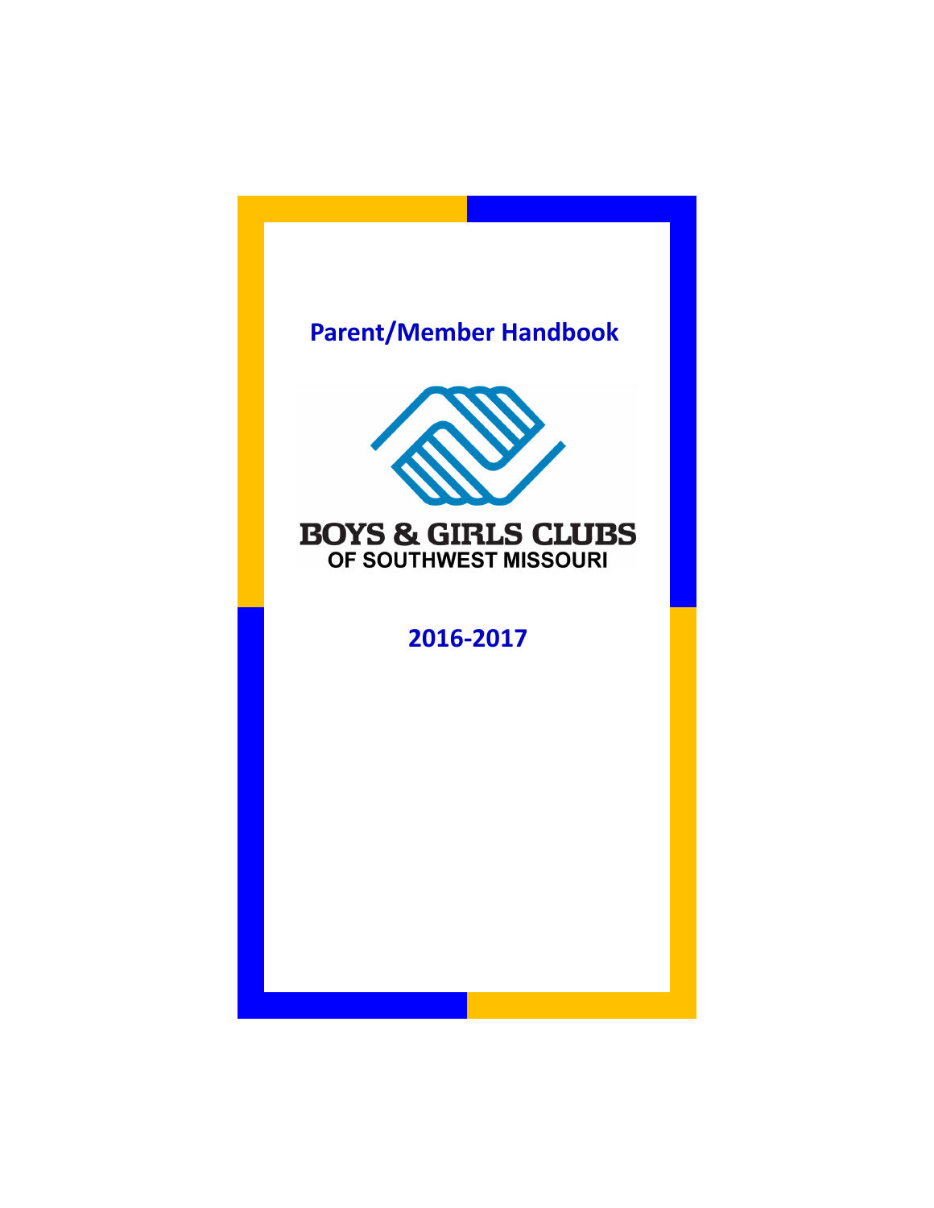# Parent/Member Handbook

BOYS & GIRLS CLUBS
OF SOUTHWEST MISSOURI

## 2016-2017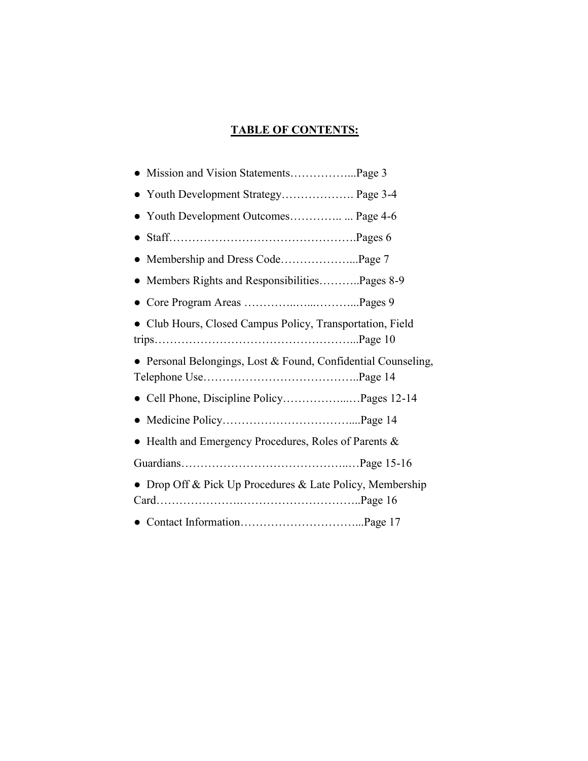**<u>TABLE OF CONTENTS:</u>**

- Mission and Vision Statements……………...Page 3
- Youth Development Strategy………………. Page 3-4
- Youth Development Outcomes………….. ... Page 4-6
- Staff………………………………………….Pages 6
- Membership and Dress Code………………...Page 7
- Members Rights and Responsibilities………..Pages 8-9
- Core Program Areas …………..…...………...Pages 9
- Club Hours, Closed Campus Policy, Transportation, Field trips……………………………………………...Page 10
- Personal Belongings, Lost & Found, Confidential Counseling, Telephone Use…………………………………..Page 14
- Cell Phone, Discipline Policy……………...…Pages 12-14
- Medicine Policy……………………………....Page 14
- Health and Emergency Procedures, Roles of Parents & Guardians……………………………………..…Page 15-16
- Drop Off & Pick Up Procedures & Late Policy, Membership Card………………..…………………………..Page 16
- Contact Information…………………………...Page 17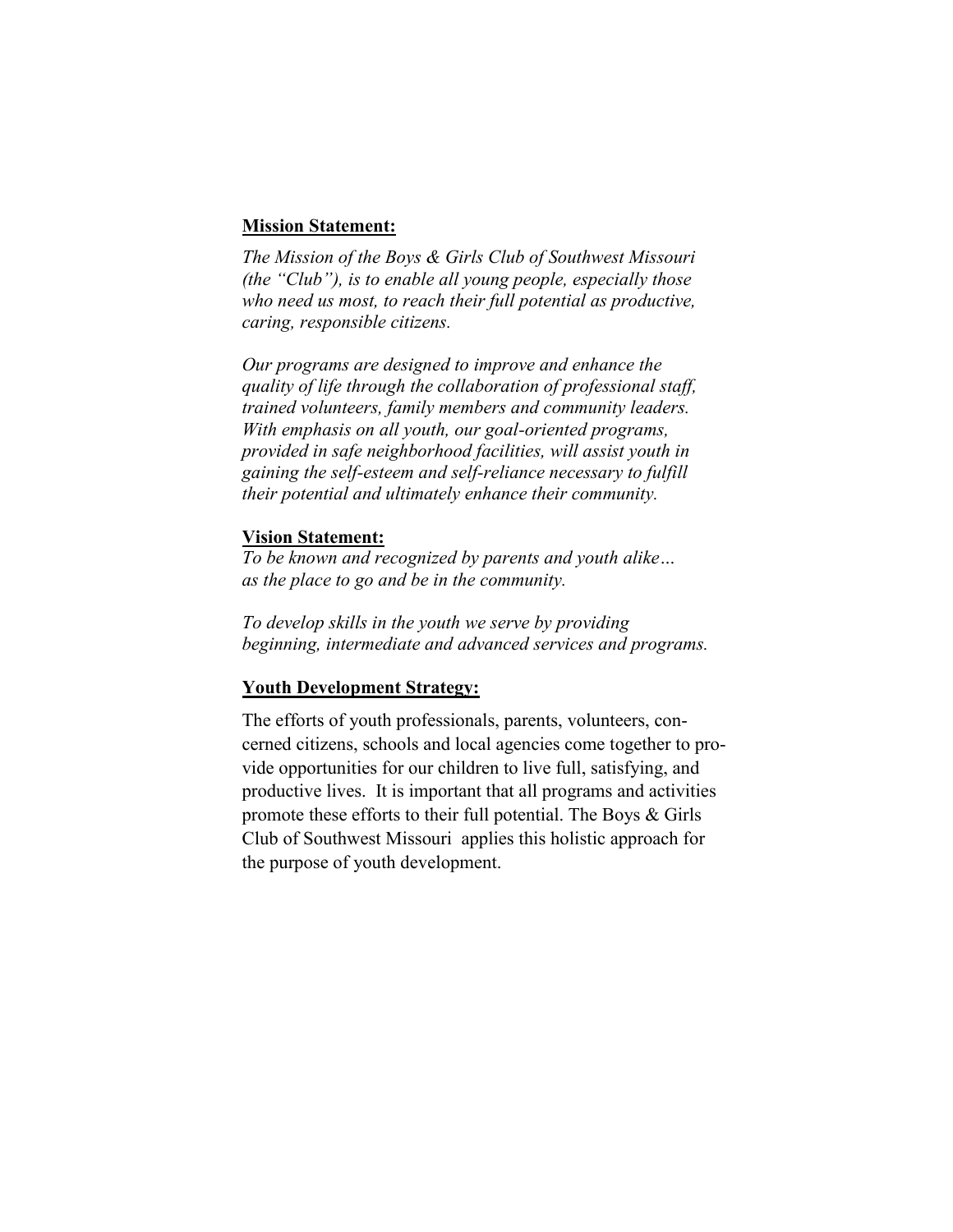**Mission Statement:**

*The Mission of the Boys & Girls Club of Southwest Missouri (the "Club"), is to enable all young people, especially those who need us most, to reach their full potential as productive, caring, responsible citizens.*

*Our programs are designed to improve and enhance the quality of life through the collaboration of professional staff, trained volunteers, family members and community leaders. With emphasis on all youth, our goal-oriented programs, provided in safe neighborhood facilities, will assist youth in gaining the self-esteem and self-reliance necessary to fulfill their potential and ultimately enhance their community.*

**Vision Statement:**

*To be known and recognized by parents and youth alike… as the place to go and be in the community.*

*To develop skills in the youth we serve by providing beginning, intermediate and advanced services and programs.*

**Youth Development Strategy:**

The efforts of youth professionals, parents, volunteers, concerned citizens, schools and local agencies come together to provide opportunities for our children to live full, satisfying, and productive lives. It is important that all programs and activities promote these efforts to their full potential. The Boys & Girls Club of Southwest Missouri applies this holistic approach for the purpose of youth development.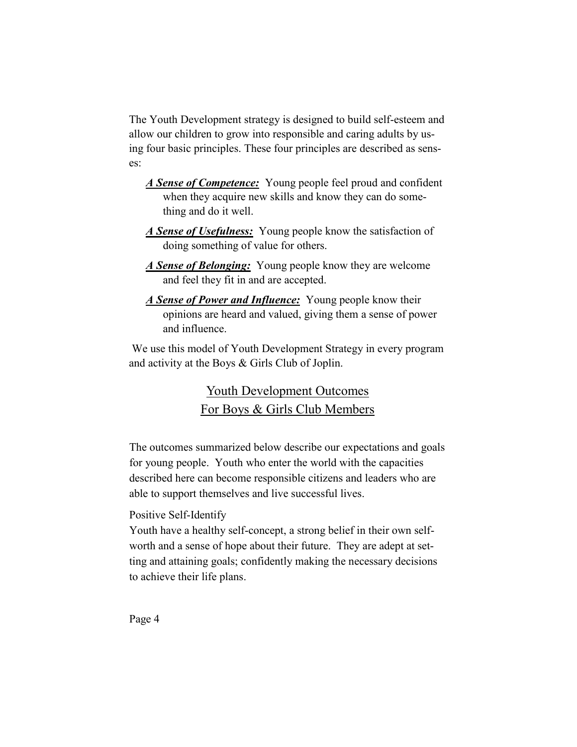The Youth Development strategy is designed to build self-esteem and allow our children to grow into responsible and caring adults by using four basic principles. These four principles are described as senses:

- ***A Sense of Competence:*** Young people feel proud and confident when they acquire new skills and know they can do something and do it well.
- ***A Sense of Usefulness:*** Young people know the satisfaction of doing something of value for others.
- ***A Sense of Belonging:*** Young people know they are welcome and feel they fit in and are accepted.
- ***A Sense of Power and Influence:*** Young people know their opinions are heard and valued, giving them a sense of power and influence.

We use this model of Youth Development Strategy in every program and activity at the Boys & Girls Club of Joplin.

## Youth Development Outcomes For Boys & Girls Club Members

The outcomes summarized below describe our expectations and goals for young people. Youth who enter the world with the capacities described here can become responsible citizens and leaders who are able to support themselves and live successful lives.

Positive Self-Identify

Youth have a healthy self-concept, a strong belief in their own self-worth and a sense of hope about their future. They are adept at setting and attaining goals; confidently making the necessary decisions to achieve their life plans.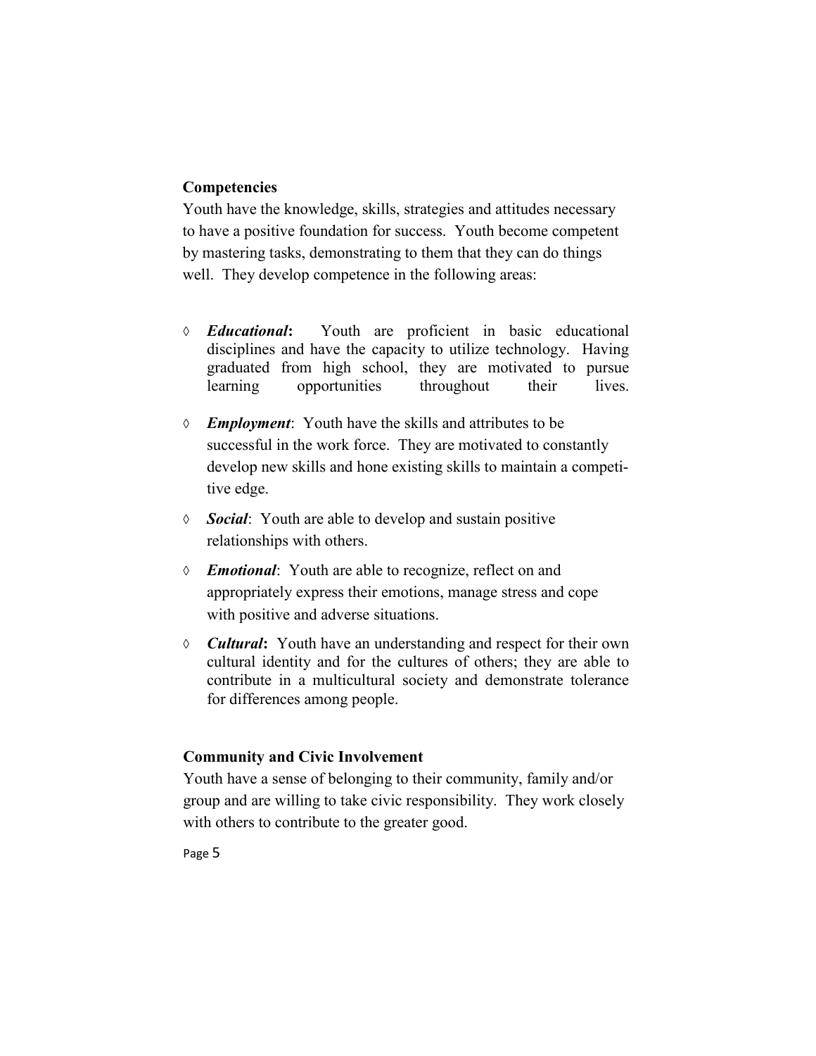### Competencies

Youth have the knowledge, skills, strategies and attitudes necessary to have a positive foundation for success. Youth become competent by mastering tasks, demonstrating to them that they can do things well. They develop competence in the following areas:

- ***Educational*:** Youth are proficient in basic educational disciplines and have the capacity to utilize technology. Having graduated from high school, they are motivated to pursue learning opportunities throughout their lives.
- ***Employment*:** Youth have the skills and attributes to be successful in the work force. They are motivated to constantly develop new skills and hone existing skills to maintain a competitive edge.
- ***Social*:** Youth are able to develop and sustain positive relationships with others.
- ***Emotional*:** Youth are able to recognize, reflect on and appropriately express their emotions, manage stress and cope with positive and adverse situations.
- ***Cultural*:** Youth have an understanding and respect for their own cultural identity and for the cultures of others; they are able to contribute in a multicultural society and demonstrate tolerance for differences among people.

### Community and Civic Involvement

Youth have a sense of belonging to their community, family and/or group and are willing to take civic responsibility. They work closely with others to contribute to the greater good.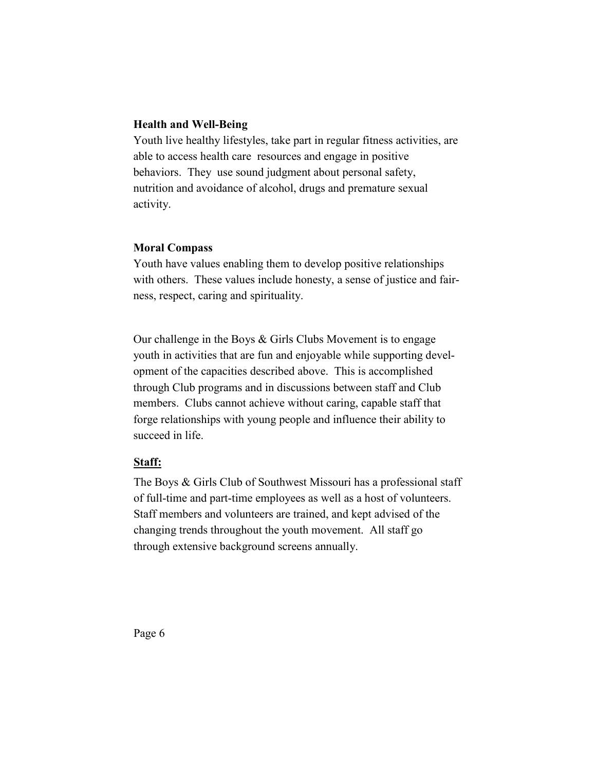**Health and Well-Being**

Youth live healthy lifestyles, take part in regular fitness activities, are able to access health care resources and engage in positive behaviors. They use sound judgment about personal safety, nutrition and avoidance of alcohol, drugs and premature sexual activity.

**Moral Compass**

Youth have values enabling them to develop positive relationships with others. These values include honesty, a sense of justice and fairness, respect, caring and spirituality.

Our challenge in the Boys & Girls Clubs Movement is to engage youth in activities that are fun and enjoyable while supporting development of the capacities described above. This is accomplished through Club programs and in discussions between staff and Club members. Clubs cannot achieve without caring, capable staff that forge relationships with young people and influence their ability to succeed in life.

**Staff:**

The Boys & Girls Club of Southwest Missouri has a professional staff of full-time and part-time employees as well as a host of volunteers. Staff members and volunteers are trained, and kept advised of the changing trends throughout the youth movement. All staff go through extensive background screens annually.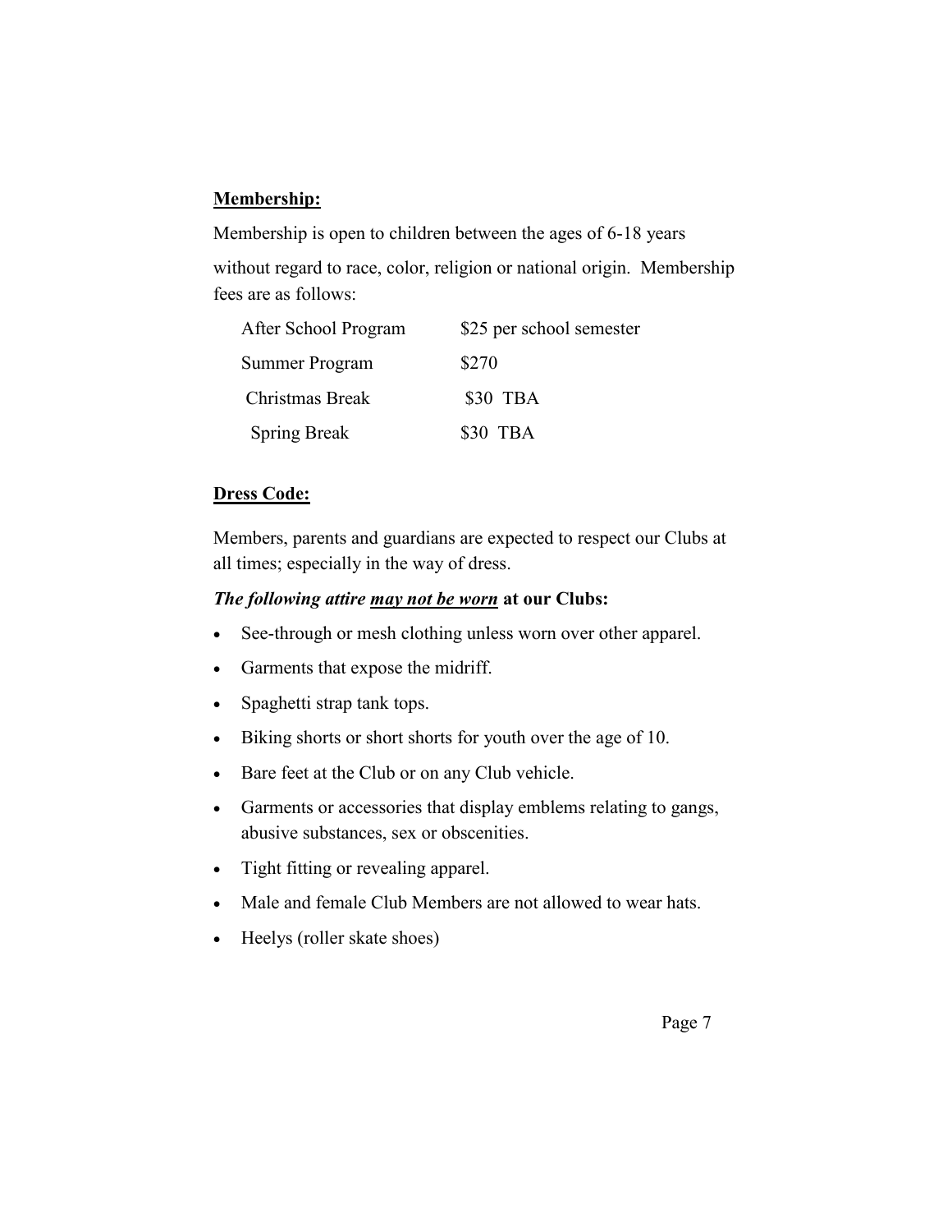**Membership:**

Membership is open to children between the ages of 6-18 years without regard to race, color, religion or national origin. Membership fees are as follows:

| | |
|---|---|
| After School Program | $25 per school semester |
| Summer Program | $270 |
| Christmas Break | $30 TBA |
| Spring Break | $30 TBA |

**Dress Code:**

Members, parents and guardians are expected to respect our Clubs at all times; especially in the way of dress.

***The following attire <u>may not be worn</u>* at our Clubs:**

- See-through or mesh clothing unless worn over other apparel.
- Garments that expose the midriff.
- Spaghetti strap tank tops.
- Biking shorts or short shorts for youth over the age of 10.
- Bare feet at the Club or on any Club vehicle.
- Garments or accessories that display emblems relating to gangs, abusive substances, sex or obscenities.
- Tight fitting or revealing apparel.
- Male and female Club Members are not allowed to wear hats.
- Heelys (roller skate shoes)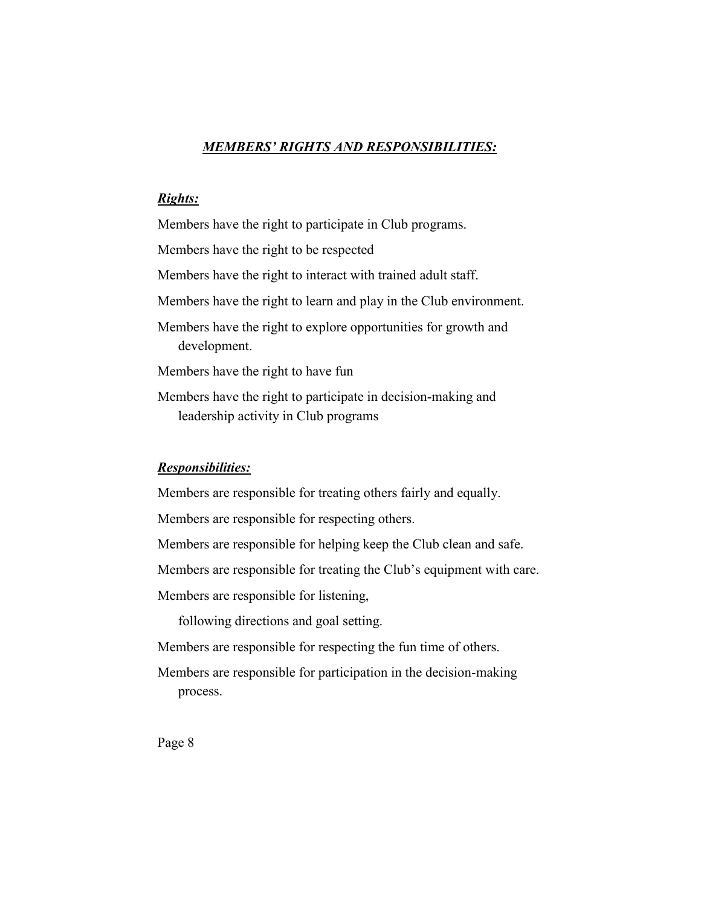## ***MEMBERS' RIGHTS AND RESPONSIBILITIES:***

### ***Rights:***

Members have the right to participate in Club programs.

Members have the right to be respected

Members have the right to interact with trained adult staff.

Members have the right to learn and play in the Club environment.

Members have the right to explore opportunities for growth and development.

Members have the right to have fun

Members have the right to participate in decision-making and leadership activity in Club programs

### ***Responsibilities:***

Members are responsible for treating others fairly and equally.

Members are responsible for respecting others.

Members are responsible for helping keep the Club clean and safe.

Members are responsible for treating the Club's equipment with care.

Members are responsible for listening,

following directions and goal setting.

Members are responsible for respecting the fun time of others.

Members are responsible for participation in the decision-making process.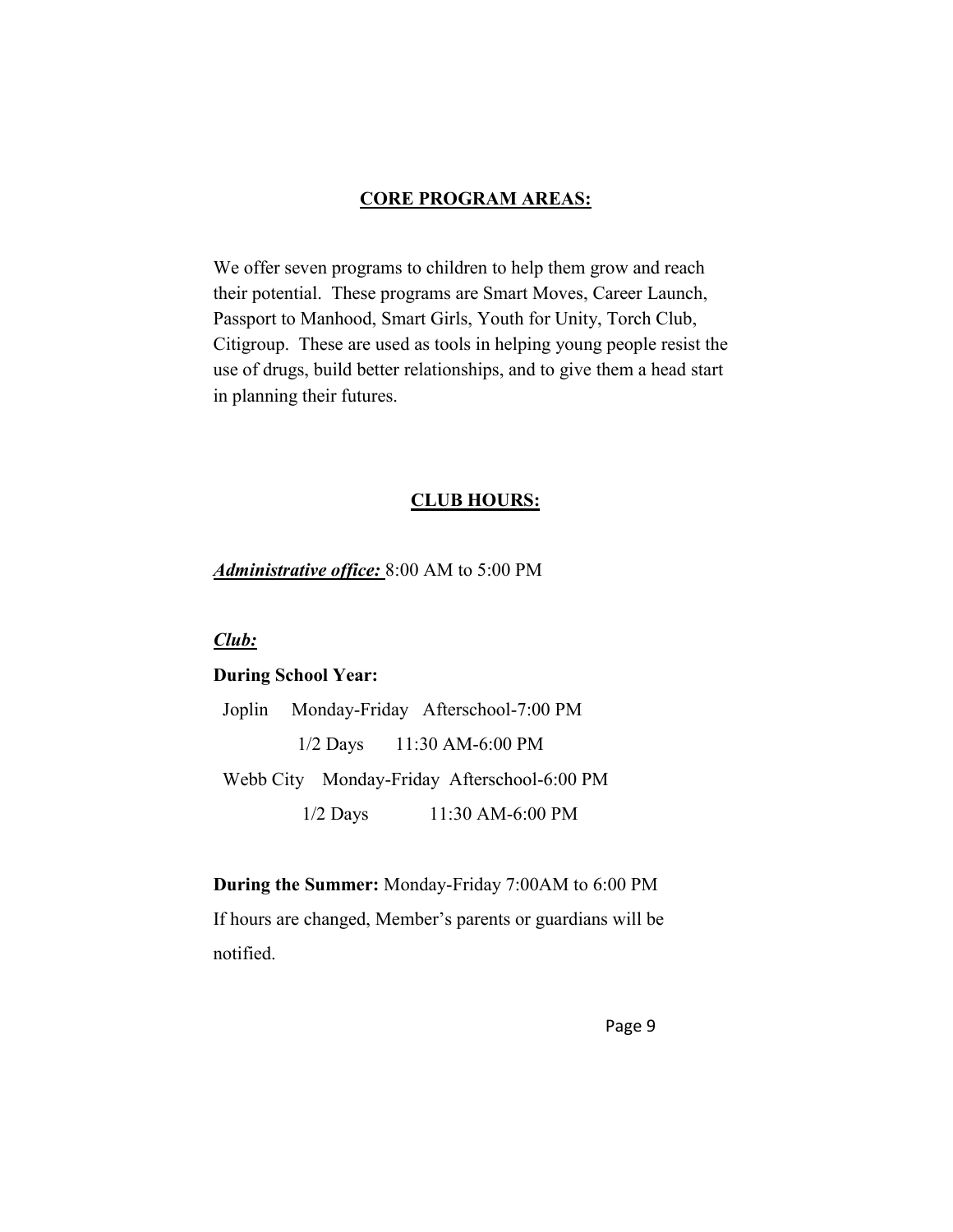## CORE PROGRAM AREAS:

We offer seven programs to children to help them grow and reach their potential. These programs are Smart Moves, Career Launch, Passport to Manhood, Smart Girls, Youth for Unity, Torch Club, Citigroup. These are used as tools in helping young people resist the use of drugs, build better relationships, and to give them a head start in planning their futures.

## CLUB HOURS:

***Administrative office:*** 8:00 AM to 5:00 PM

***Club:***

**During School Year:**

| | | |
|---|---|---|
| Joplin | Monday-Friday | Afterschool-7:00 PM |
| | 1/2 Days | 11:30 AM-6:00 PM |
| Webb City | Monday-Friday | Afterschool-6:00 PM |
| | 1/2 Days | 11:30 AM-6:00 PM |

**During the Summer:** Monday-Friday 7:00AM to 6:00 PM

If hours are changed, Member's parents or guardians will be notified.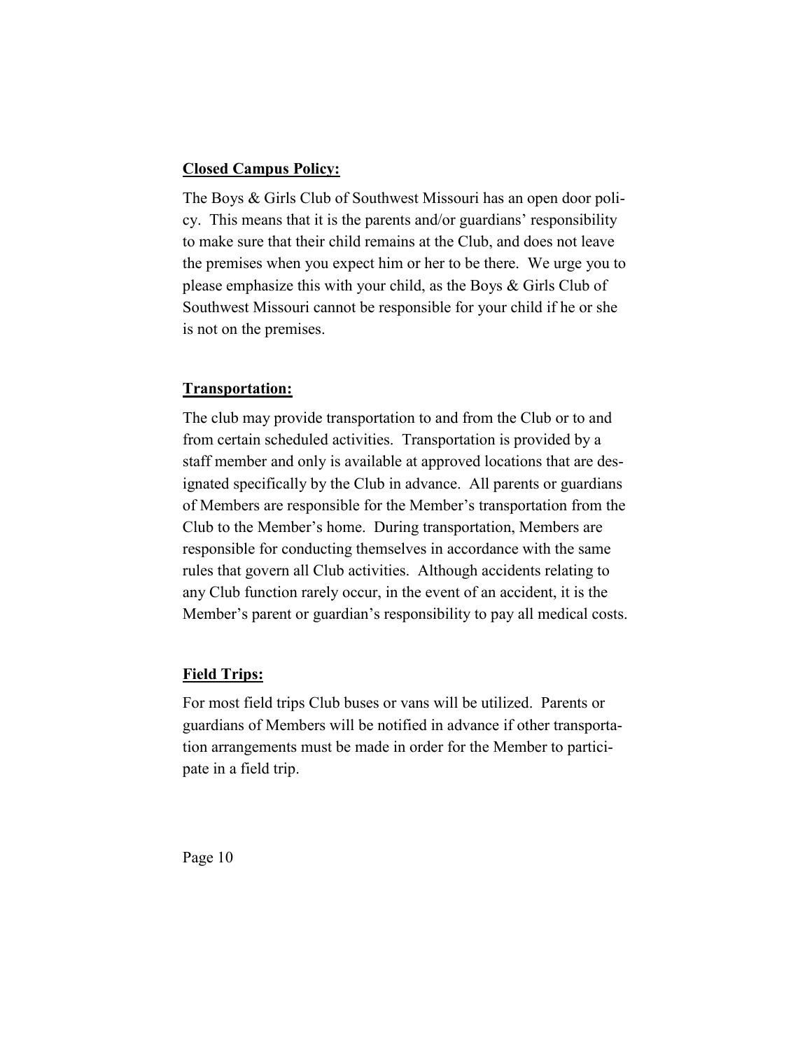**Closed Campus Policy:**

The Boys & Girls Club of Southwest Missouri has an open door policy. This means that it is the parents and/or guardians' responsibility to make sure that their child remains at the Club, and does not leave the premises when you expect him or her to be there. We urge you to please emphasize this with your child, as the Boys & Girls Club of Southwest Missouri cannot be responsible for your child if he or she is not on the premises.

**Transportation:**

The club may provide transportation to and from the Club or to and from certain scheduled activities. Transportation is provided by a staff member and only is available at approved locations that are designated specifically by the Club in advance. All parents or guardians of Members are responsible for the Member's transportation from the Club to the Member's home. During transportation, Members are responsible for conducting themselves in accordance with the same rules that govern all Club activities. Although accidents relating to any Club function rarely occur, in the event of an accident, it is the Member's parent or guardian's responsibility to pay all medical costs.

**Field Trips:**

For most field trips Club buses or vans will be utilized. Parents or guardians of Members will be notified in advance if other transportation arrangements must be made in order for the Member to participate in a field trip.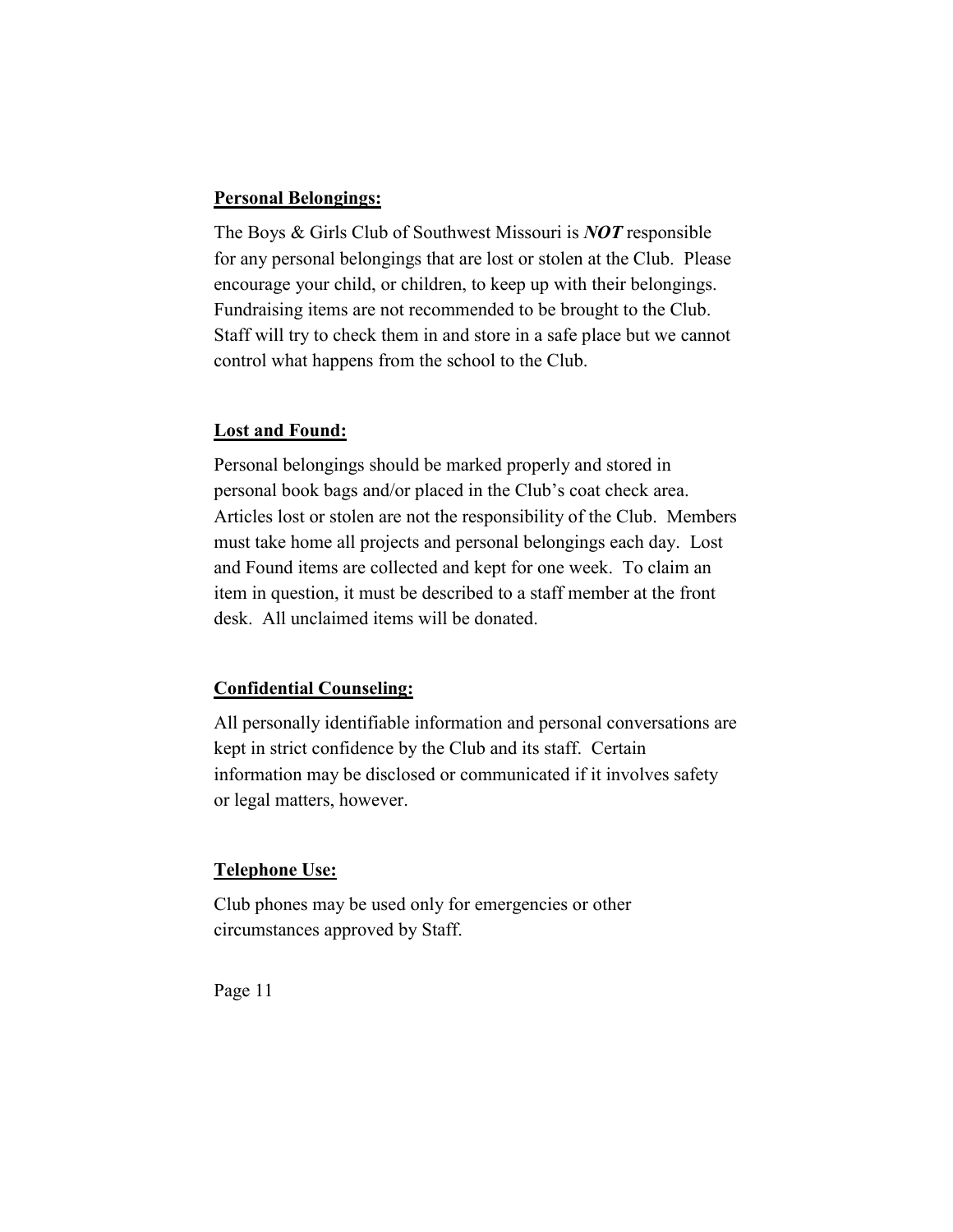**Personal Belongings:**

The Boys & Girls Club of Southwest Missouri is ***NOT*** responsible for any personal belongings that are lost or stolen at the Club. Please encourage your child, or children, to keep up with their belongings. Fundraising items are not recommended to be brought to the Club. Staff will try to check them in and store in a safe place but we cannot control what happens from the school to the Club.

**Lost and Found:**

Personal belongings should be marked properly and stored in personal book bags and/or placed in the Club's coat check area. Articles lost or stolen are not the responsibility of the Club. Members must take home all projects and personal belongings each day. Lost and Found items are collected and kept for one week. To claim an item in question, it must be described to a staff member at the front desk. All unclaimed items will be donated.

**Confidential Counseling:**

All personally identifiable information and personal conversations are kept in strict confidence by the Club and its staff. Certain information may be disclosed or communicated if it involves safety or legal matters, however.

**Telephone Use:**

Club phones may be used only for emergencies or other circumstances approved by Staff.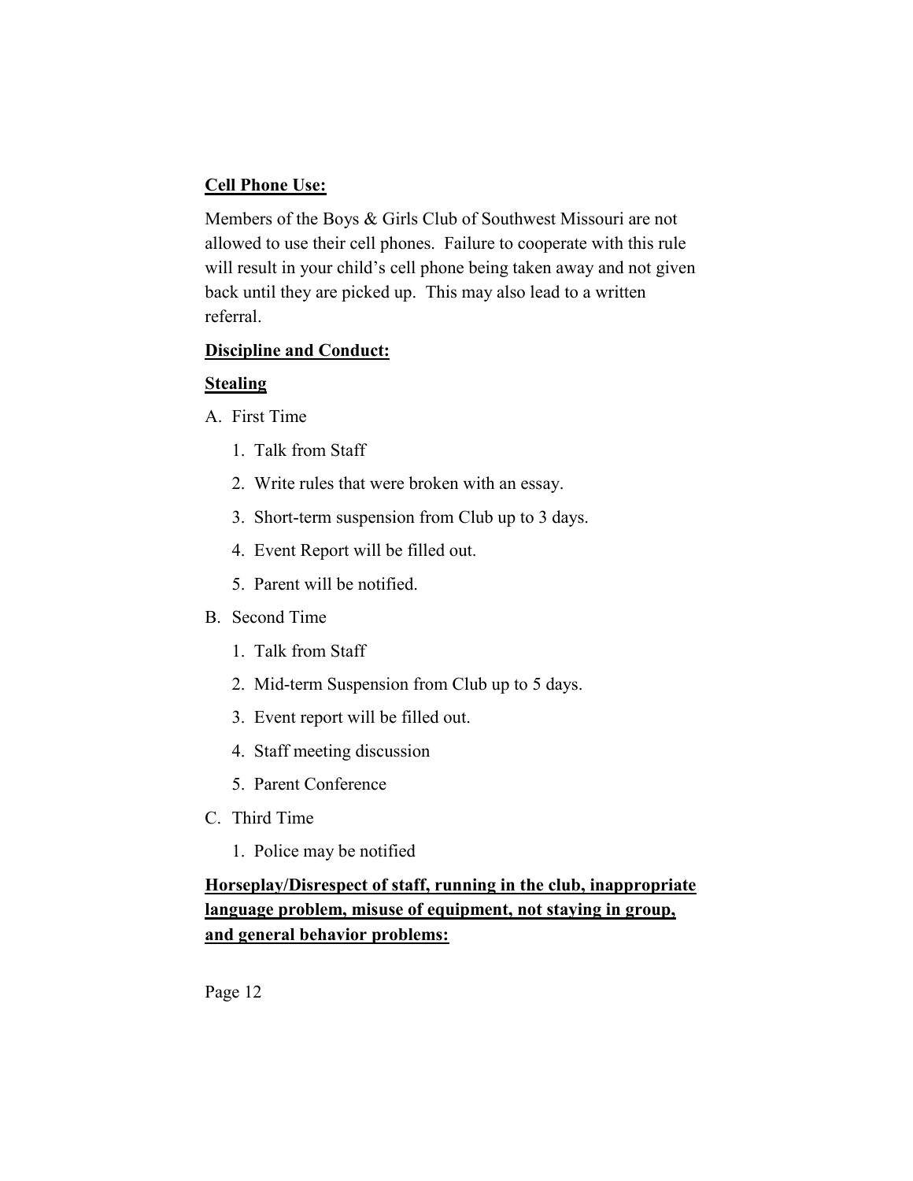**Cell Phone Use:**

Members of the Boys & Girls Club of Southwest Missouri are not allowed to use their cell phones. Failure to cooperate with this rule will result in your child's cell phone being taken away and not given back until they are picked up. This may also lead to a written referral.

**Discipline and Conduct:**

**Stealing**

A. First Time
   1. Talk from Staff
   2. Write rules that were broken with an essay.
   3. Short-term suspension from Club up to 3 days.
   4. Event Report will be filled out.
   5. Parent will be notified.

B. Second Time
   1. Talk from Staff
   2. Mid-term Suspension from Club up to 5 days.
   3. Event report will be filled out.
   4. Staff meeting discussion
   5. Parent Conference

C. Third Time
   1. Police may be notified

**Horseplay/Disrespect of staff, running in the club, inappropriate language problem, misuse of equipment, not staying in group, and general behavior problems:**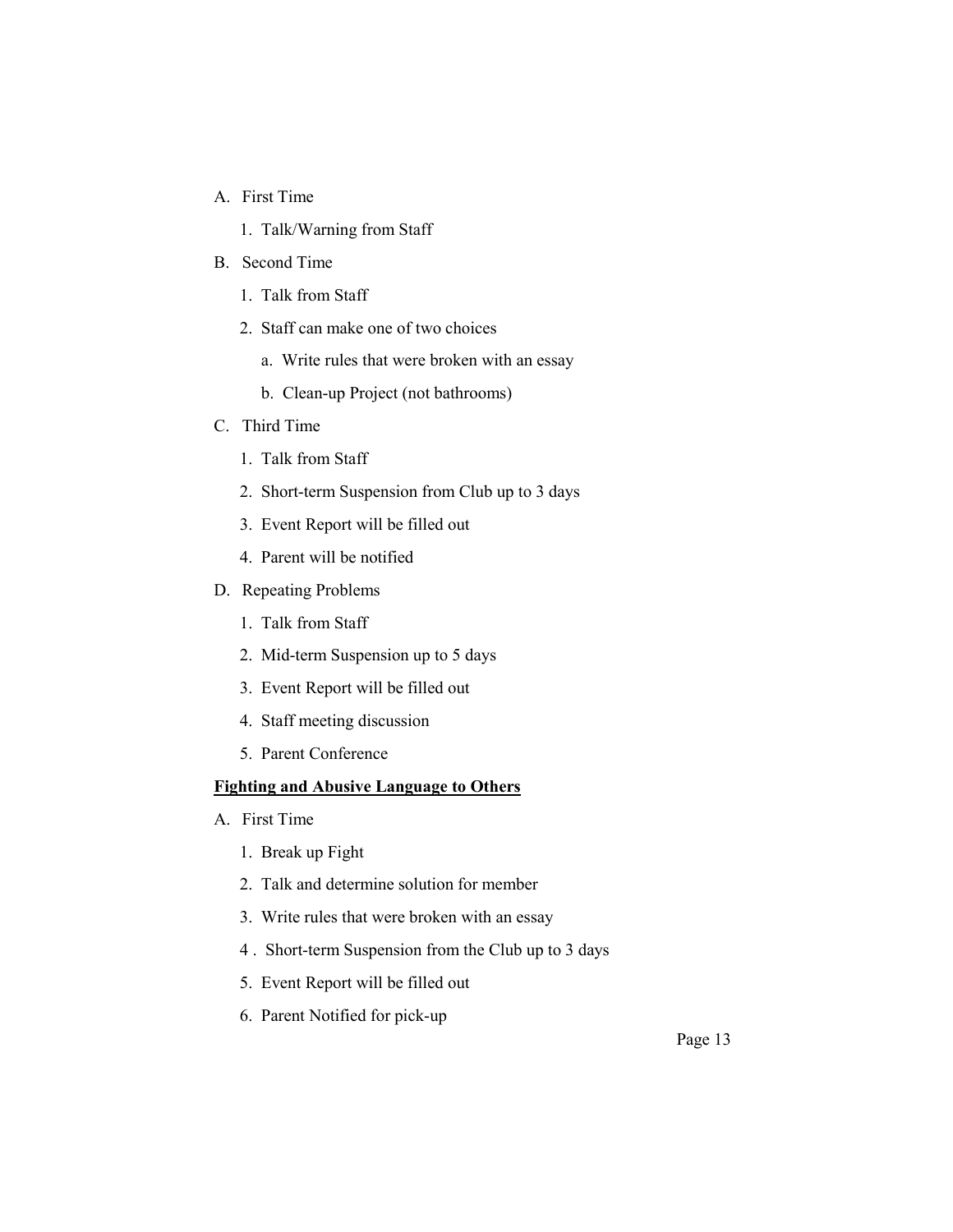A. First Time
    1. Talk/Warning from Staff
B. Second Time
    1. Talk from Staff
    2. Staff can make one of two choices
        a. Write rules that were broken with an essay
        b. Clean-up Project (not bathrooms)
C. Third Time
    1. Talk from Staff
    2. Short-term Suspension from Club up to 3 days
    3. Event Report will be filled out
    4. Parent will be notified
D. Repeating Problems
    1. Talk from Staff
    2. Mid-term Suspension up to 5 days
    3. Event Report will be filled out
    4. Staff meeting discussion
    5. Parent Conference

**<u>Fighting and Abusive Language to Others</u>**

A. First Time
    1. Break up Fight
    2. Talk and determine solution for member
    3. Write rules that were broken with an essay
    4. Short-term Suspension from the Club up to 3 days
    5. Event Report will be filled out
    6. Parent Notified for pick-up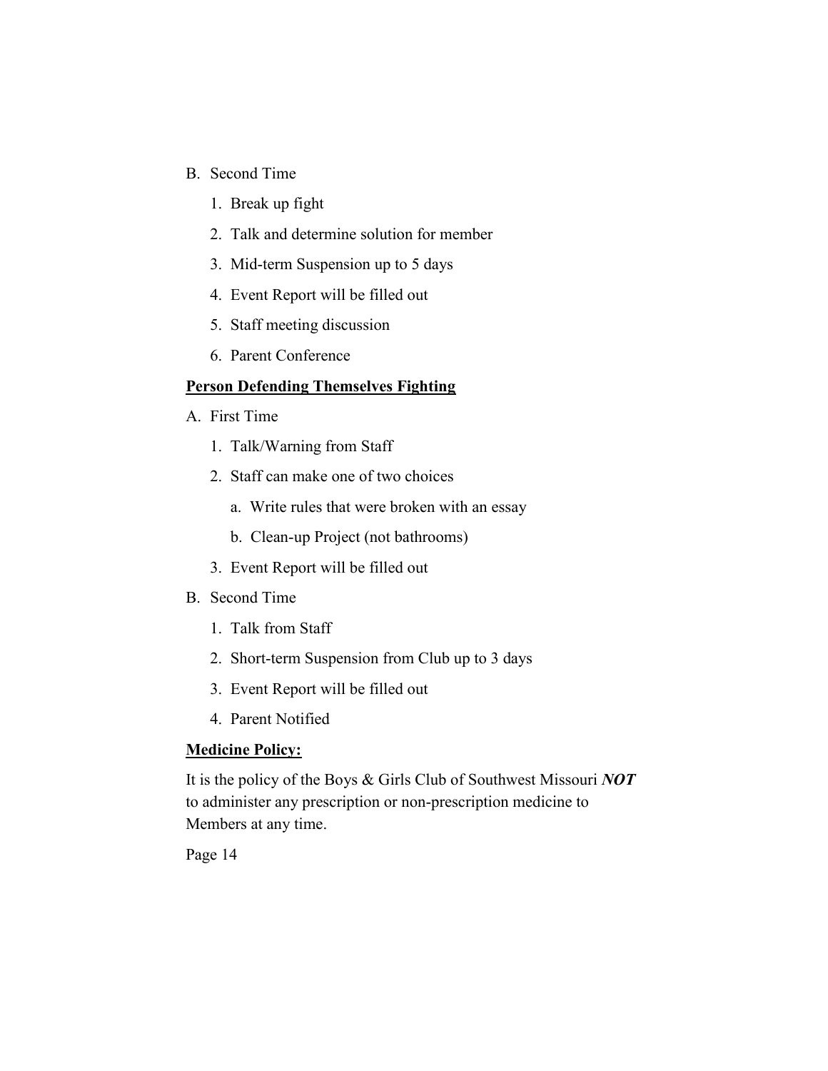B. Second Time
   1. Break up fight
   2. Talk and determine solution for member
   3. Mid-term Suspension up to 5 days
   4. Event Report will be filled out
   5. Staff meeting discussion
   6. Parent Conference

**<u>Person Defending Themselves Fighting</u>**

A. First Time
   1. Talk/Warning from Staff
   2. Staff can make one of two choices
      a. Write rules that were broken with an essay
      b. Clean-up Project (not bathrooms)
   3. Event Report will be filled out

B. Second Time
   1. Talk from Staff
   2. Short-term Suspension from Club up to 3 days
   3. Event Report will be filled out
   4. Parent Notified

**<u>Medicine Policy:</u>**

It is the policy of the Boys & Girls Club of Southwest Missouri ***NOT*** to administer any prescription or non-prescription medicine to Members at any time.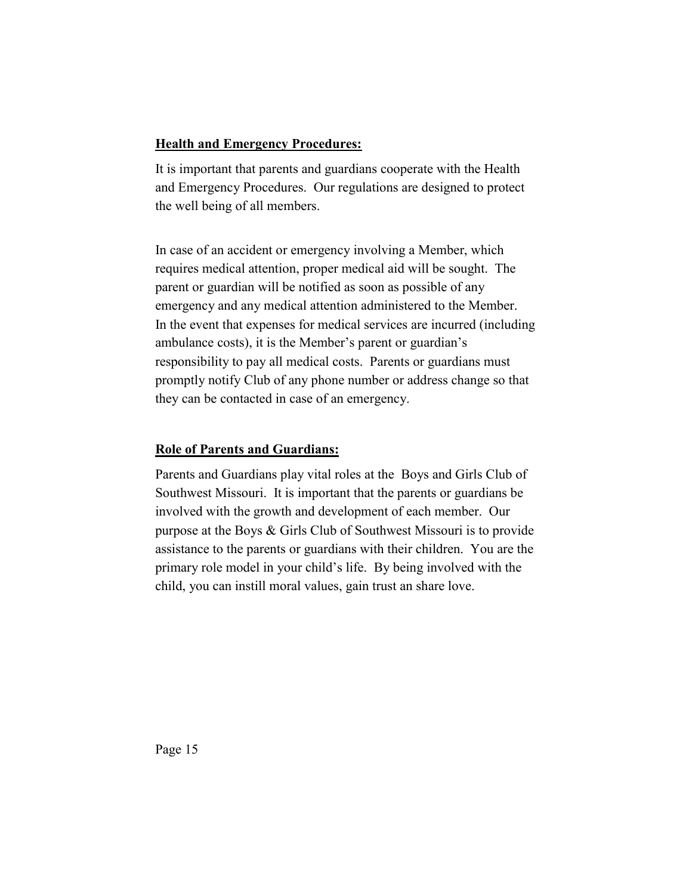**Health and Emergency Procedures:**

It is important that parents and guardians cooperate with the Health and Emergency Procedures. Our regulations are designed to protect the well being of all members.

In case of an accident or emergency involving a Member, which requires medical attention, proper medical aid will be sought. The parent or guardian will be notified as soon as possible of any emergency and any medical attention administered to the Member. In the event that expenses for medical services are incurred (including ambulance costs), it is the Member's parent or guardian's responsibility to pay all medical costs. Parents or guardians must promptly notify Club of any phone number or address change so that they can be contacted in case of an emergency.

**Role of Parents and Guardians:**

Parents and Guardians play vital roles at the Boys and Girls Club of Southwest Missouri. It is important that the parents or guardians be involved with the growth and development of each member. Our purpose at the Boys & Girls Club of Southwest Missouri is to provide assistance to the parents or guardians with their children. You are the primary role model in your child's life. By being involved with the child, you can instill moral values, gain trust an share love.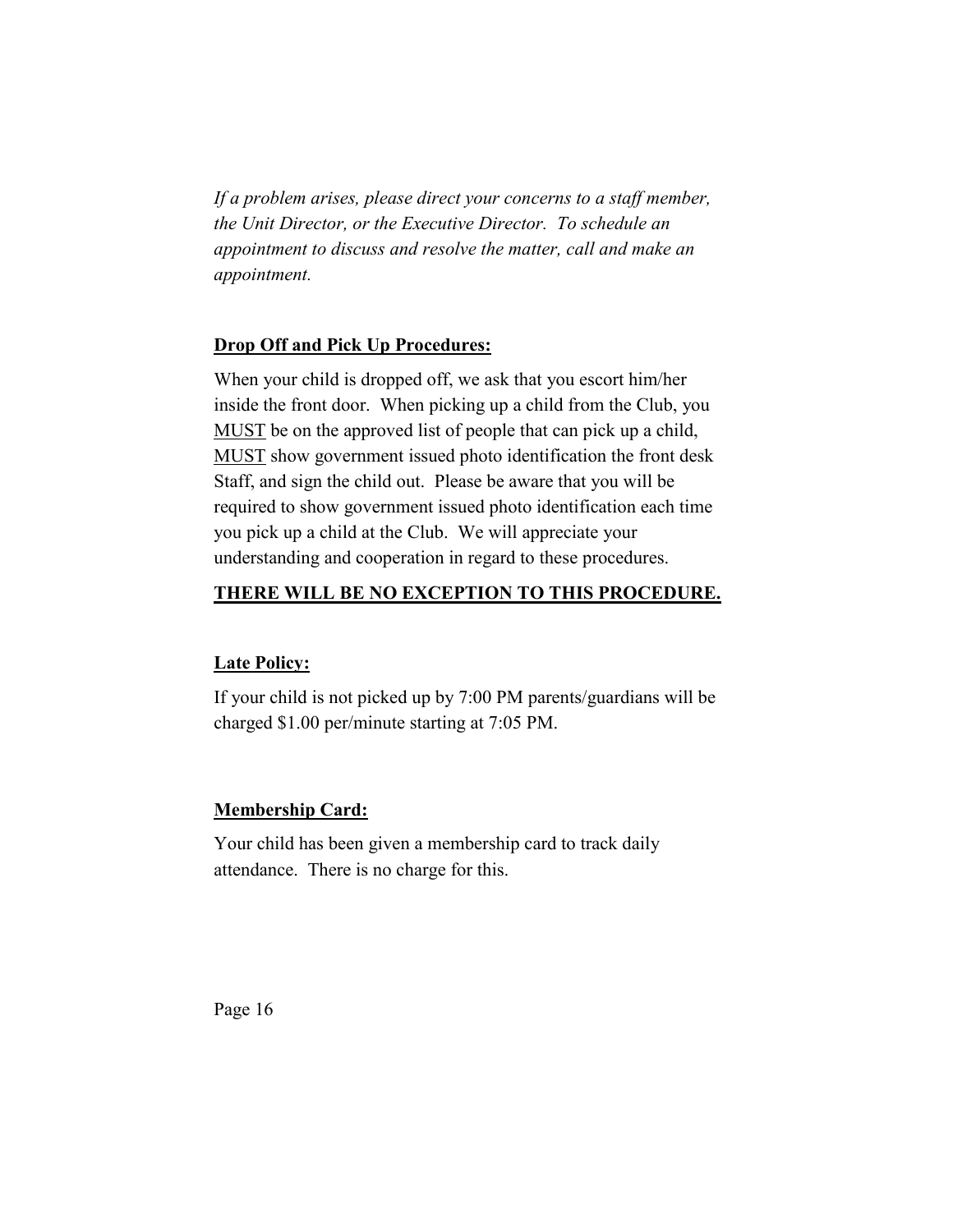*If a problem arises, please direct your concerns to a staff member, the Unit Director, or the Executive Director. To schedule an appointment to discuss and resolve the matter, call and make an appointment.*

**Drop Off and Pick Up Procedures:**

When your child is dropped off, we ask that you escort him/her inside the front door. When picking up a child from the Club, you MUST be on the approved list of people that can pick up a child, MUST show government issued photo identification the front desk Staff, and sign the child out. Please be aware that you will be required to show government issued photo identification each time you pick up a child at the Club. We will appreciate your understanding and cooperation in regard to these procedures.

**THERE WILL BE NO EXCEPTION TO THIS PROCEDURE.**

**Late Policy:**

If your child is not picked up by 7:00 PM parents/guardians will be charged $1.00 per/minute starting at 7:05 PM.

**Membership Card:**

Your child has been given a membership card to track daily attendance. There is no charge for this.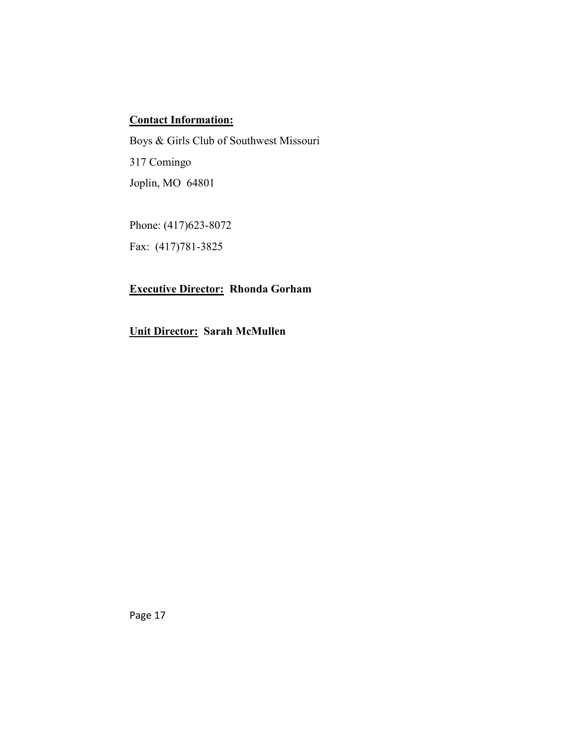**Contact Information:**

Boys & Girls Club of Southwest Missouri

317 Comingo

Joplin, MO 64801

Phone: (417)623-8072

Fax: (417)781-3825

**Executive Director: Rhonda Gorham**

**Unit Director: Sarah McMullen**